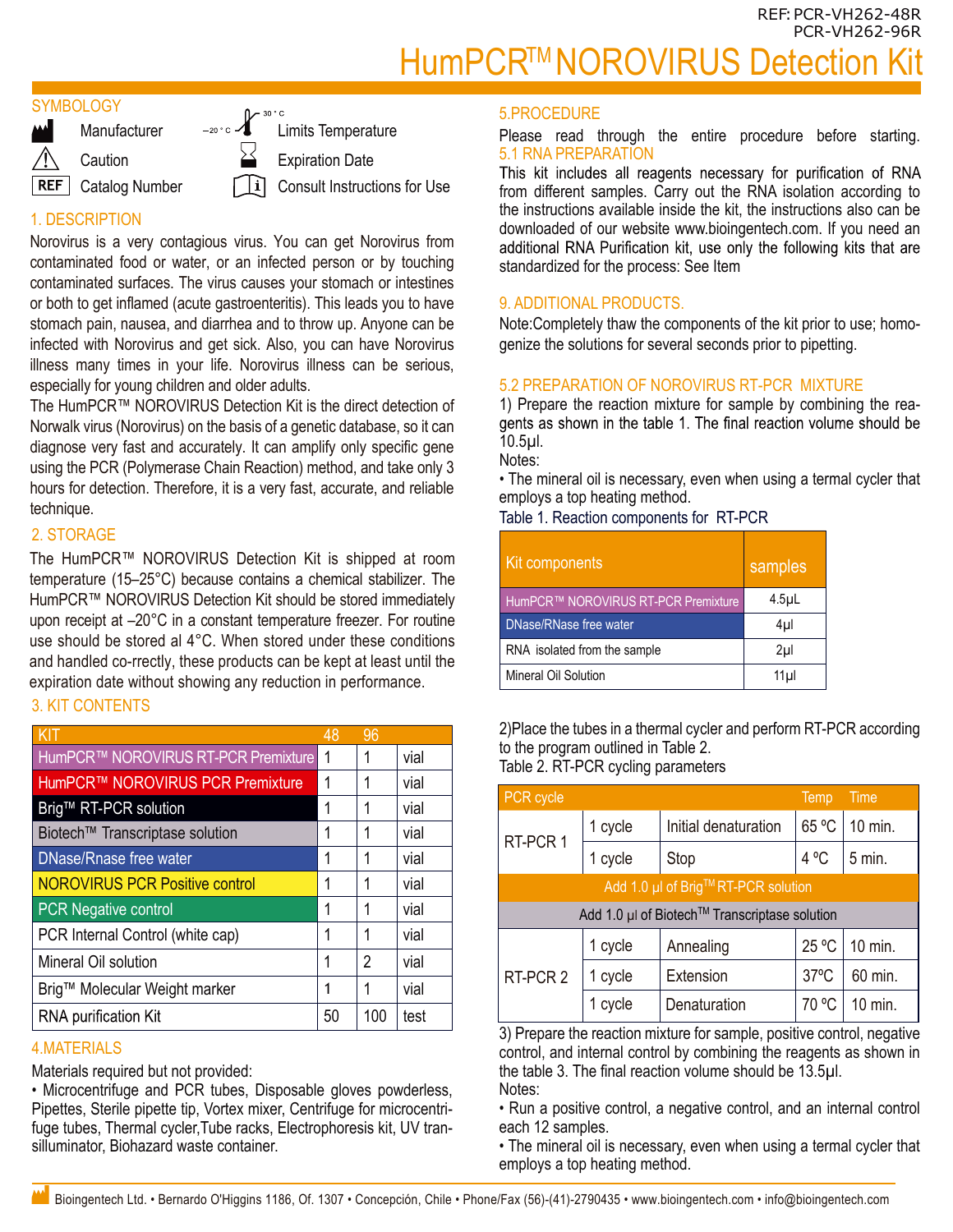REF: PCR-VH262-48R
PCR-VH262-96R

# HumPCR™ NOROVIRUS Detection Kit

## SYMBOLOGY

- Manufacturer
- Caution
- REF Catalog Number
- −20 °C – 30 °C Limits Temperature
- Expiration Date
- Consult Instructions for Use

## 1. DESCRIPTION

Norovirus is a very contagious virus. You can get Norovirus from contaminated food or water, or an infected person or by touching contaminated surfaces. The virus causes your stomach or intestines or both to get inflamed (acute gastroenteritis). This leads you to have stomach pain, nausea, and diarrhea and to throw up. Anyone can be infected with Norovirus and get sick. Also, you can have Norovirus illness many times in your life. Norovirus illness can be serious, especially for young children and older adults.

The HumPCR™ NOROVIRUS Detection Kit is the direct detection of Norwalk virus (Norovirus) on the basis of a genetic database, so it can diagnose very fast and accurately. It can amplify only specific gene using the PCR (Polymerase Chain Reaction) method, and take only 3 hours for detection. Therefore, it is a very fast, accurate, and reliable technique.

## 2. STORAGE

The HumPCR™ NOROVIRUS Detection Kit is shipped at room temperature (15–25°C) because contains a chemical stabilizer. The HumPCR™ NOROVIRUS Detection Kit should be stored immediately upon receipt at –20°C in a constant temperature freezer. For routine use should be stored al 4°C. When stored under these conditions and handled co-rrectly, these products can be kept at least until the expiration date without showing any reduction in performance.

## 3. KIT CONTENTS

| KIT | 48 | 96 | |
|---|---|---|---|
| HumPCR™ NOROVIRUS RT-PCR Premixture | 1 | 1 | vial |
| HumPCR™ NOROVIRUS PCR Premixture | 1 | 1 | vial |
| Brig™ RT-PCR solution | 1 | 1 | vial |
| Biotech™ Transcriptase solution | 1 | 1 | vial |
| DNase/Rnase free water | 1 | 1 | vial |
| NOROVIRUS PCR Positive control | 1 | 1 | vial |
| PCR Negative control | 1 | 1 | vial |
| PCR Internal Control (white cap) | 1 | 1 | vial |
| Mineral Oil solution | 1 | 2 | vial |
| Brig™ Molecular Weight marker | 1 | 1 | vial |
| RNA purification Kit | 50 | 100 | test |

## 4.MATERIALS

Materials required but not provided:

• Microcentrifuge and PCR tubes, Disposable gloves powderless, Pipettes, Sterile pipette tip, Vortex mixer, Centrifuge for microcentrifuge tubes, Thermal cycler,Tube racks, Electrophoresis kit, UV transilluminator, Biohazard waste container.

## 5.PROCEDURE

Please read through the entire procedure before starting.

### 5.1 RNA PREPARATION

This kit includes all reagents necessary for purification of RNA from different samples. Carry out the RNA isolation according to the instructions available inside the kit, the instructions also can be downloaded of our website www.bioingentech.com. If you need an additional RNA Purification kit, use only the following kits that are standardized for the process: See Item

## 9. ADDITIONAL PRODUCTS.

Note:Completely thaw the components of the kit prior to use; homogenize the solutions for several seconds prior to pipetting.

### 5.2 PREPARATION OF NOROVIRUS RT-PCR MIXTURE

1) Prepare the reaction mixture for sample by combining the reagents as shown in the table 1. The final reaction volume should be 10.5μl.

Notes:

• The mineral oil is necessary, even when using a termal cycler that employs a top heating method.

Table 1. Reaction components for RT-PCR

| Kit components | samples |
|---|---|
| HumPCR™ NOROVIRUS RT-PCR Premixture | 4.5μL |
| DNase/RNase free water | 4μl |
| RNA isolated from the sample | 2μl |
| Mineral Oil Solution | 11μl |

2)Place the tubes in a thermal cycler and perform RT-PCR according to the program outlined in Table 2.

Table 2. RT-PCR cycling parameters

| PCR cycle | | | Temp | Time |
|---|---|---|---|---|
| RT-PCR 1 | 1 cycle | Initial denaturation | 65 ºC | 10 min. |
| | 1 cycle | Stop | 4 ºC | 5 min. |
| Add 1.0 μl of Brig™ RT-PCR solution | | | | |
| Add 1.0 μl of Biotech™ Transcriptase solution | | | | |
| RT-PCR 2 | 1 cycle | Annealing | 25 ºC | 10 min. |
| | 1 cycle | Extension | 37ºC | 60 min. |
| | 1 cycle | Denaturation | 70 ºC | 10 min. |

3) Prepare the reaction mixture for sample, positive control, negative control, and internal control by combining the reagents as shown in the table 3. The final reaction volume should be 13.5μl.

Notes:

• Run a positive control, a negative control, and an internal control each 12 samples.

• The mineral oil is necessary, even when using a termal cycler that employs a top heating method.

Bioingentech Ltd. • Bernardo O'Higgins 1186, Of. 1307 • Concepción, Chile • Phone/Fax (56)-(41)-2790435 • www.bioingentech.com • info@bioingentech.com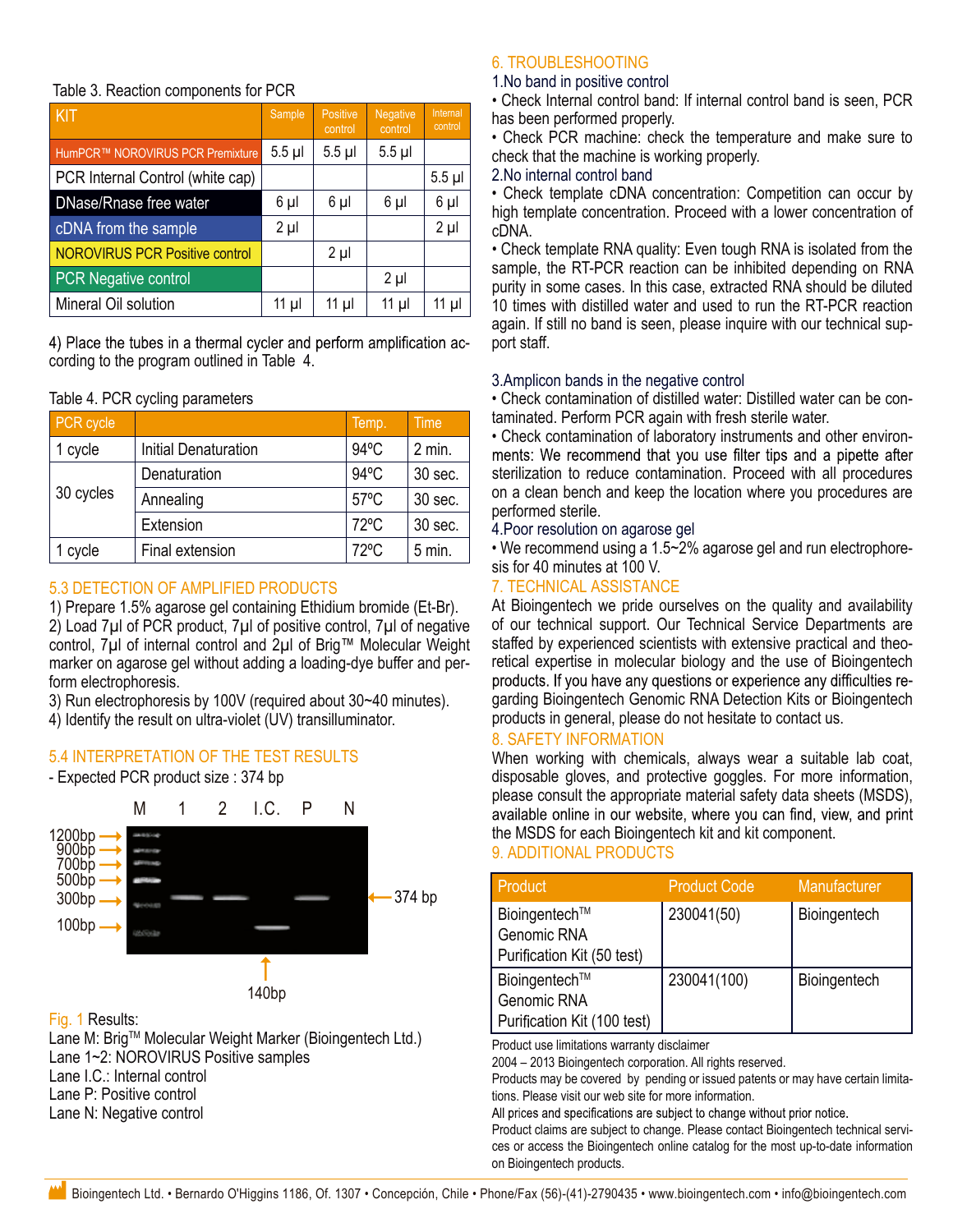Table 3. Reaction components for PCR

| KIT | Sample | Positive control | Negative control | Internal control |
|---|---|---|---|---|
| HumPCR™ NOROVIRUS PCR Premixture | 5.5 µl | 5.5 µl | 5.5 µl | |
| PCR Internal Control (white cap) | | | | 5.5 µl |
| DNase/Rnase free water | 6 µl | 6 µl | 6 µl | 6 µl |
| cDNA from the sample | 2 µl | | | 2 µl |
| NOROVIRUS PCR Positive control | | 2 µl | | |
| PCR Negative control | | | 2 µl | |
| Mineral Oil solution | 11 µl | 11 µl | 11 µl | 11 µl |

4) Place the tubes in a thermal cycler and perform amplification according to the program outlined in Table 4.

Table 4. PCR cycling parameters

| PCR cycle | | Temp. | Time |
|---|---|---|---|
| 1 cycle | Initial Denaturation | 94ºC | 2 min. |
| 30 cycles | Denaturation | 94ºC | 30 sec. |
| | Annealing | 57ºC | 30 sec. |
| | Extension | 72ºC | 30 sec. |
| 1 cycle | Final extension | 72ºC | 5 min. |

## 5.3 DETECTION OF AMPLIFIED PRODUCTS

1) Prepare 1.5% agarose gel containing Ethidium bromide (Et-Br).
2) Load 7µl of PCR product, 7µl of positive control, 7µl of negative control, 7µl of internal control and 2µl of Brig™ Molecular Weight marker on agarose gel without adding a loading-dye buffer and perform electrophoresis.
3) Run electrophoresis by 100V (required about 30~40 minutes).
4) Identify the result on ultra-violet (UV) transillumínator.

## 5.4 INTERPRETATION OF THE TEST RESULTS

- Expected PCR product size : 374 bp

M 1 2 I.C. P N

1200bp
900bp
700bp
500bp
300bp
100bp

374 bp

140bp

Fig. 1 Results:
Lane M: Brig™ Molecular Weight Marker (Bioingentech Ltd.)
Lane 1~2: NOROVIRUS Positive samples
Lane I.C.: Internal control
Lane P: Positive control
Lane N: Negative control

## 6. TROUBLESHOOTING

### 1.No band in positive control

• Check Internal control band: If internal control band is seen, PCR has been performed properly.
• Check PCR machine: check the temperature and make sure to check that the machine is working properly.

### 2.No internal control band

• Check template cDNA concentration: Competition can occur by high template concentration. Proceed with a lower concentration of cDNA.
• Check template RNA quality: Even tough RNA is isolated from the sample, the RT-PCR reaction can be inhibited depending on RNA purity in some cases. In this case, extracted RNA should be diluted 10 times with distilled water and used to run the RT-PCR reaction again. If still no band is seen, please inquire with our technical support staff.

### 3.Amplicon bands in the negative control

• Check contamination of distilled water: Distilled water can be contaminated. Perform PCR again with fresh sterile water.
• Check contamination of laboratory instruments and other environments: We recommend that you use filter tips and a pipette after sterilization to reduce contamination. Proceed with all procedures on a clean bench and keep the location where you procedures are performed sterile.

### 4.Poor resolution on agarose gel

• We recommend using a 1.5~2% agarose gel and run electrophoresis for 40 minutes at 100 V.

## 7. TECHNICAL ASSISTANCE

At Bioingentech we pride ourselves on the quality and availability of our technical support. Our Technical Service Departments are staffed by experienced scientists with extensive practical and theoretical expertise in molecular biology and the use of Bioingentech products. If you have any questions or experience any difficulties regarding Bioingentech Genomic RNA Detection Kits or Bioingentech products in general, please do not hesitate to contact us.

## 8. SAFETY INFORMATION

When working with chemicals, always wear a suitable lab coat, disposable gloves, and protective goggles. For more information, please consult the appropriate material safety data sheets (MSDS), available online in our website, where you can find, view, and print the MSDS for each Bioingentech kit and kit component.

## 9. ADDITIONAL PRODUCTS

| Product | Product Code | Manufacturer |
|---|---|---|
| Bioingentech™ Genomic RNA Purification Kit (50 test) | 230041(50) | Bioingentech |
| Bioingentech™ Genomic RNA Purification Kit (100 test) | 230041(100) | Bioingentech |

Product use limitations warranty disclaimer
2004 – 2013 Bioingentech corporation. All rights reserved.
Products may be covered by pending or issued patents or may have certain limitations. Please visit our web site for more information.
All prices and specifications are subject to change without prior notice.
Product claims are subject to change. Please contact Bioingentech technical services or access the Bioingentech online catalog for the most up-to-date information on Bioingentech products.

Bioingentech Ltd. • Bernardo O'Higgins 1186, Of. 1307 • Concepción, Chile • Phone/Fax (56)-(41)-2790435 • www.bioingentech.com • info@bioingentech.com